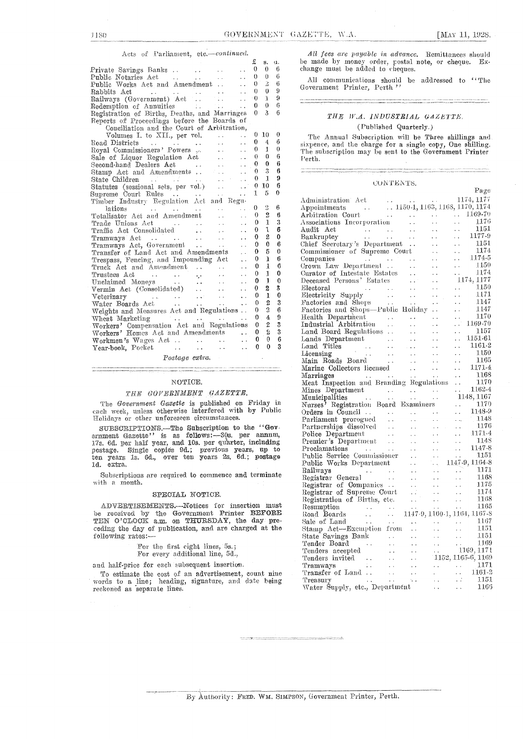Acts of Parliament, etc.—*continued.*

| | £ | s. | d. |
|---|---|---|---|
| Private Savings Banks .. .. .. .. | 0 | 0 | 6 |
| Public Notaries Act .. .. .. .. | 0 | 0 | 6 |
| Public Works Act and Amendment .. .. | 0 | 2 | 6 |
| Rabbits Act .. .. .. .. .. | 0 | 0 | 9 |
| Railways (Government) Act .. .. .. | 0 | 1 | 9 |
| Redemption of Annuities .. .. .. | 0 | 0 | 6 |
| Registration of Births, Deaths, and Marriages | 0 | 3 | 6 |
| Reports of Proceedings before the Boards of Conciliation and the Court of Arbitration, Volumes I. to XII., per vol. .. .. | 0 | 10 | 0 |
| Road Districts .. .. .. .. .. | 0 | 4 | 6 |
| Royal Commissioners' Powers .. .. .. | 0 | 1 | 0 |
| Sale of Liquor Regulation Act .. .. | 0 | 0 | 6 |
| Second-hand Dealers Act .. .. .. | 0 | 0 | 6 |
| Stamp Act and Amendments .. .. .. | 0 | 3 | 6 |
| State Children .. .. .. .. .. | 0 | 1 | 9 |
| Statutes (sessional sets, per vol.) .. .. | 0 | 10 | 6 |
| Supreme Court Rules .. .. .. .. | 1 | 5 | 0 |
| Timber Industry Regulation Act and Regulations .. .. .. .. .. | 0 | 2 | 6 |
| Totalisator Act and Amendment .. .. | 0 | 2 | 6 |
| Trade Unions Act .. .. .. .. | 0 | 1 | 3 |
| Traffic Act Consolidated .. .. .. | 0 | 1 | 6 |
| Tramways Act .. .. .. .. .. | 0 | 2 | 0 |
| Tramways Act, Government .. .. .. | 0 | 0 | 6 |
| Transfer of Land Act and Amendments .. | 0 | 5 | 0 |
| Trespass, Fencing, and Impounding Act .. | 0 | 1 | 6 |
| Truck Act and Amendment .. .. .. | 0 | 1 | 6 |
| Trustees Act .. .. .. .. .. | 0 | 1 | 0 |
| Unclaimed Moneys .. .. .. .. | 0 | 1 | 0 |
| Vermin Act (Consolidated) .. .. .. | 0 | 2 | 3 |
| Veterinary .. .. .. .. .. | 0 | 1 | 0 |
| Water Boards Act .. .. .. .. | 0 | 2 | 3 |
| Weights and Measures Act and Regulations .. | 0 | 2 | 6 |
| Wheat Marketing .. .. .. .. | 0 | 4 | 9 |
| Workers' Compensation Act and Regulations | 0 | 2 | 3 |
| Workers' Homes Act and Amendments .. | 0 | 2 | 3 |
| Workmen's Wages Act .. .. .. .. | 0 | 0 | 6 |
| Year-book, Pocket .. .. .. .. | 0 | 0 | 3 |

*Postage extra.*

## NOTICE.

### *THE GOVERNMENT GAZETTE.*

The *Government Gazette* is published on Friday in each week, unless otherwise interfered with by Public Holidays or other unforeseen circumstances.

SUBSCRIPTIONS.—The Subscription to the "Government Gazette" is as follows:—30s. per annum, 17s. 6d. per half year, and 10s. per quarter, including postage. Single copies 9d.; previous years, up to ten years 1s. 6d., over ten years 2s. 6d.; postage 1d. extra.

Subscriptions are required to commence and terminate with a month.

### SPECIAL NOTICE.

ADVERTISEMENTS.—Notices for insertion must be received by the Government Printer **BEFORE TEN O'CLOCK a.m. on THURSDAY**, the day preceding the day of publication, and are charged at the following rates:—

For the first eight lines, 5s.;
For every additional line, 5d.,

and half-price for each subsequent insertion.

To estimate the cost of an advertisement, count nine words to a line; heading, signature, and date being reckoned as separate lines.

*All fees are payable in advance.* Remittances should be made by money order, postal note, or cheque. Exchange must be added to cheques.

All communications should be addressed to "The Government Printer, Perth."

### *THE W.A. INDUSTRIAL GAZETTE.*

(Published Quarterly.)

The Annual Subscription will be Three shillings and sixpence, and the charge for a single copy, One shilling. The subscription may be sent to the Government Printer Perth.

### CONTENTS.

| | Page |
|---|---|
| Administration Act .. .. .. | 1174, 1177 |
| Appointments .. .. | 1150-1, 1163, 1168, 1170, 1174 |
| Arbitration Court .. .. .. .. | 1169-70 |
| Associations Incorporation .. .. .. | 1176 |
| Audit Act .. .. .. .. .. | 1151 |
| Bankruptcy .. .. .. .. .. | 1177-9 |
| Chief Secretary's Department .. .. .. | 1151 |
| Commissioner of Supreme Court .. .. | 1174 |
| Companies .. .. .. .. .. | 1174-5 |
| Crown Law Department .. .. .. | 1150 |
| Curator of Intestate Estates .. .. .. | 1174 |
| Deceased Persons' Estates .. .. .. | 1174, 1177 |
| Electoral .. .. .. .. .. | 1150 |
| Electricity Supply .. .. .. .. | 1171 |
| Factories and Shops .. .. .. .. | 1147 |
| Factories and Shops—Public Holiday .. .. | 1147 |
| Health Department .. .. .. .. | 1170 |
| Industrial Arbitration .. .. .. | 1169-70 |
| Land Board Regulations .. .. .. | 1157 |
| Lands Department .. .. .. .. | 1151-61 |
| Land Titles .. .. .. .. .. | 1161-2 |
| Licensing .. .. .. .. .. | 1150 |
| Main Roads Board .. .. .. .. | 1165 |
| Marine Collectors licensed .. .. .. | 1171-4 |
| Marriages .. .. .. .. .. | 1168 |
| Meat Inspection and Branding Regulations .. | 1170 |
| Mines Department .. .. .. .. | 1162-4 |
| Municipalities .. .. .. .. | 1148, 1167 |
| Nurses' Registration Board Examiners .. | 1170 |
| Orders in Council .. .. .. .. | 1148-9 |
| Parliament prorogued .. .. .. | 1148 |
| Partnerships dissolved .. .. .. | 1176 |
| Police Department .. .. .. .. | 1171-4 |
| Premier's Department .. .. .. | 1148 |
| Proclamations .. .. .. .. | 1147-8 |
| Public Service Commissioner .. .. .. | 1151 |
| Public Works Department .. .. | 1147-9, 1164-8 |
| Railways .. .. .. .. .. | 1171 |
| Registrar General .. .. .. .. | 1168 |
| Registrar of Companies .. .. .. | 1175 |
| Registrar of Supreme Court .. .. .. | 1174 |
| Registration of Births, etc. .. .. .. | 1168 |
| Resumption .. .. .. .. .. | 1165 |
| Road Boards .. .. | 1147-9, 1160-1, 1164, 1167-8 |
| Sale of Land .. .. .. .. .. | 1167 |
| Stamp Act—Exemption from .. .. .. | 1151 |
| State Savings Bank .. .. .. .. | 1151 |
| Tender Board .. .. .. .. | 1169 |
| Tenders accepted .. .. .. .. | 1169, 1171 |
| Tenders invited .. .. .. | 1152, 1165-6, 1169 |
| Tramways .. .. .. .. .. | 1171 |
| Transfer of Land .. .. .. .. | 1161-2 |
| Treasury .. .. .. .. .. | 1151 |
| Water Supply, etc., Department .. .. | 1166 |

By Authority: FRED. WM. SIMPSON, Government Printer, Perth.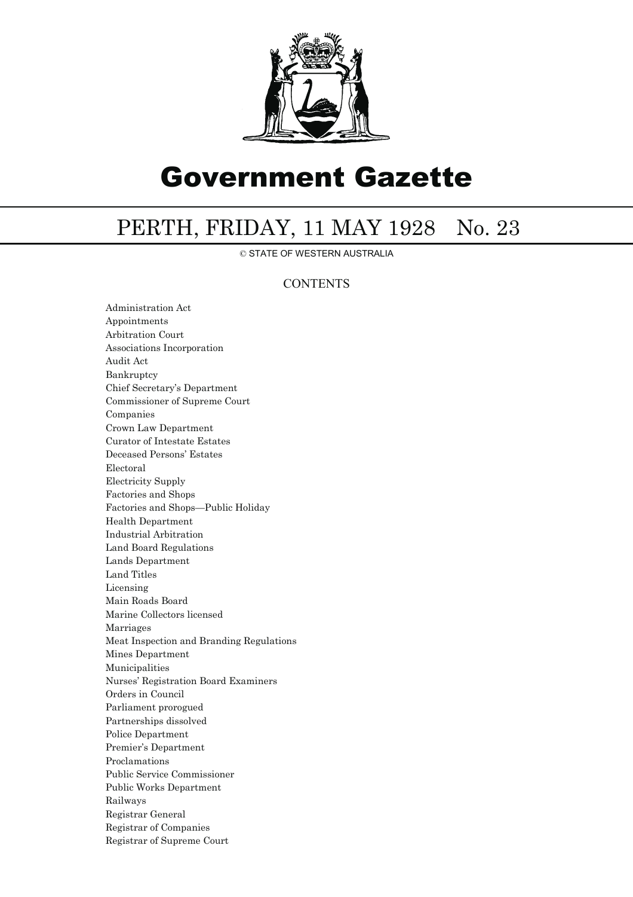# Government Gazette

## PERTH, FRIDAY, 11 MAY 1928 No. 23

© STATE OF WESTERN AUSTRALIA

CONTENTS

Administration Act
Appointments
Arbitration Court
Associations Incorporation
Audit Act
Bankruptcy
Chief Secretary's Department
Commissioner of Supreme Court
Companies
Crown Law Department
Curator of Intestate Estates
Deceased Persons' Estates
Electoral
Electricity Supply
Factories and Shops
Factories and Shops—Public Holiday
Health Department
Industrial Arbitration
Land Board Regulations
Lands Department
Land Titles
Licensing
Main Roads Board
Marine Collectors licensed
Marriages
Meat Inspection and Branding Regulations
Mines Department
Municipalities
Nurses' Registration Board Examiners
Orders in Council
Parliament prorogued
Partnerships dissolved
Police Department
Premier's Department
Proclamations
Public Service Commissioner
Public Works Department
Railways
Registrar General
Registrar of Companies
Registrar of Supreme Court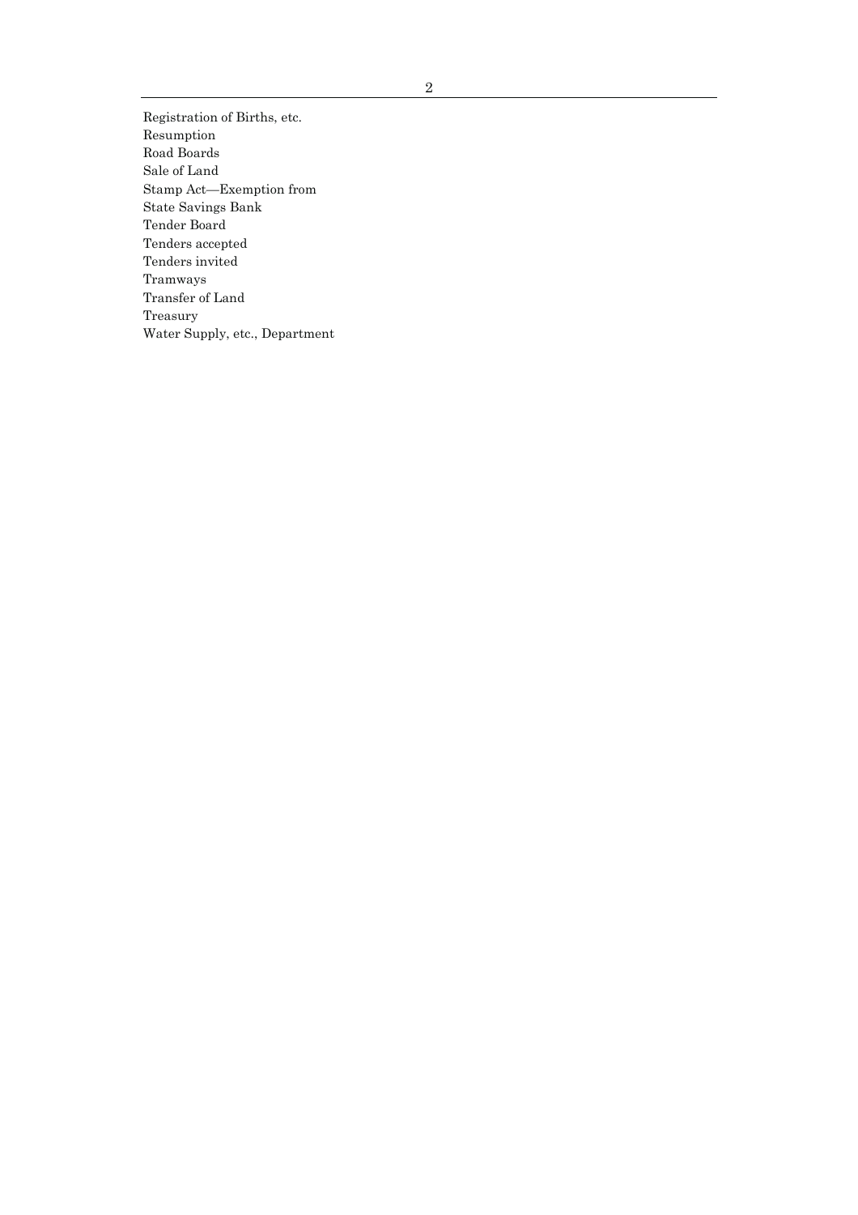Registration of Births, etc.
Resumption
Road Boards
Sale of Land
Stamp Act—Exemption from
State Savings Bank
Tender Board
Tenders accepted
Tenders invited
Tramways
Transfer of Land
Treasury
Water Supply, etc., Department